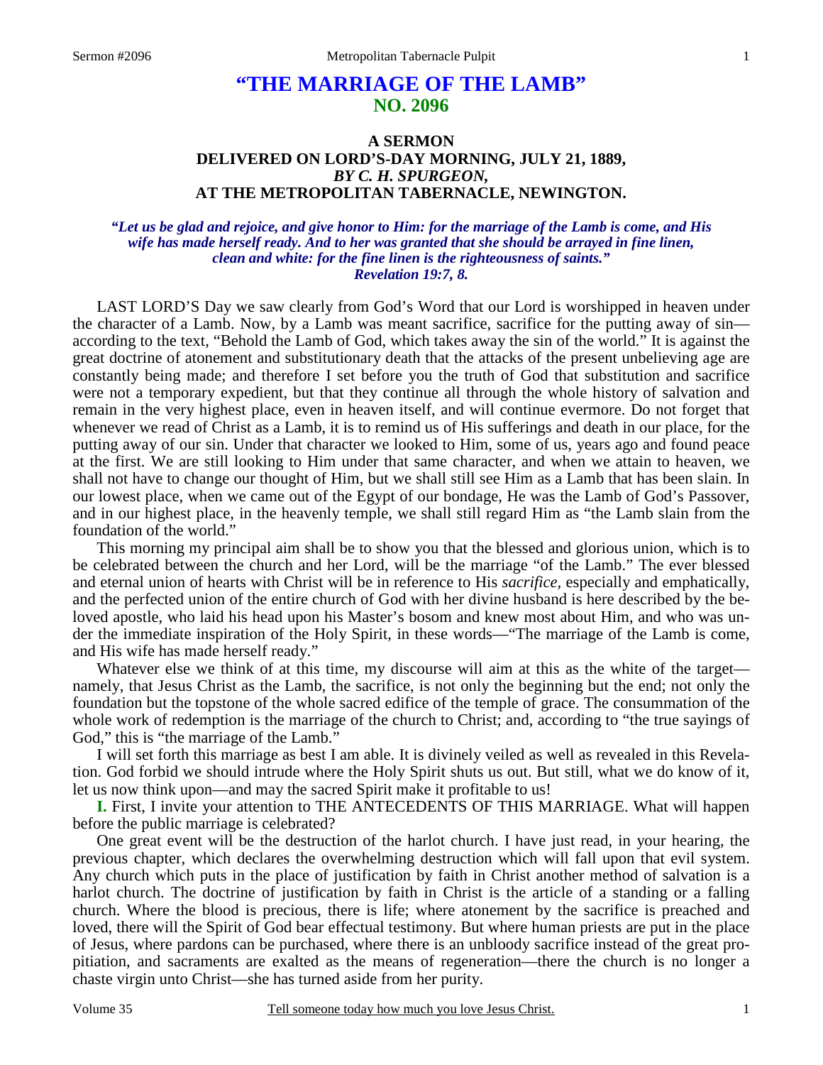# "THE MARRIAGE OF THE LAMB"
## NO. 2096

### A SERMON
### DELIVERED ON LORD'S-DAY MORNING, JULY 21, 1889,
### *BY C. H. SPURGEON,*
### AT THE METROPOLITAN TABERNACLE, NEWINGTON.

***"Let us be glad and rejoice, and give honor to Him: for the marriage of the Lamb is come, and His wife has made herself ready. And to her was granted that she should be arrayed in fine linen, clean and white: for the fine linen is the righteousness of saints." Revelation 19:7, 8.***

LAST LORD'S Day we saw clearly from God's Word that our Lord is worshipped in heaven under the character of a Lamb. Now, by a Lamb was meant sacrifice, sacrifice for the putting away of sin—according to the text, "Behold the Lamb of God, which takes away the sin of the world." It is against the great doctrine of atonement and substitutionary death that the attacks of the present unbelieving age are constantly being made; and therefore I set before you the truth of God that substitution and sacrifice were not a temporary expedient, but that they continue all through the whole history of salvation and remain in the very highest place, even in heaven itself, and will continue evermore. Do not forget that whenever we read of Christ as a Lamb, it is to remind us of His sufferings and death in our place, for the putting away of our sin. Under that character we looked to Him, some of us, years ago and found peace at the first. We are still looking to Him under that same character, and when we attain to heaven, we shall not have to change our thought of Him, but we shall still see Him as a Lamb that has been slain. In our lowest place, when we came out of the Egypt of our bondage, He was the Lamb of God's Passover, and in our highest place, in the heavenly temple, we shall still regard Him as "the Lamb slain from the foundation of the world."

This morning my principal aim shall be to show you that the blessed and glorious union, which is to be celebrated between the church and her Lord, will be the marriage "of the Lamb." The ever blessed and eternal union of hearts with Christ will be in reference to His *sacrifice,* especially and emphatically, and the perfected union of the entire church of God with her divine husband is here described by the beloved apostle, who laid his head upon his Master's bosom and knew most about Him, and who was under the immediate inspiration of the Holy Spirit, in these words—"The marriage of the Lamb is come, and His wife has made herself ready."

Whatever else we think of at this time, my discourse will aim at this as the white of the target—namely, that Jesus Christ as the Lamb, the sacrifice, is not only the beginning but the end; not only the foundation but the topstone of the whole sacred edifice of the temple of grace. The consummation of the whole work of redemption is the marriage of the church to Christ; and, according to "the true sayings of God," this is "the marriage of the Lamb."

I will set forth this marriage as best I am able. It is divinely veiled as well as revealed in this Revelation. God forbid we should intrude where the Holy Spirit shuts us out. But still, what we do know of it, let us now think upon—and may the sacred Spirit make it profitable to us!

**I.** First, I invite your attention to THE ANTECEDENTS OF THIS MARRIAGE. What will happen before the public marriage is celebrated?

One great event will be the destruction of the harlot church. I have just read, in your hearing, the previous chapter, which declares the overwhelming destruction which will fall upon that evil system. Any church which puts in the place of justification by faith in Christ another method of salvation is a harlot church. The doctrine of justification by faith in Christ is the article of a standing or a falling church. Where the blood is precious, there is life; where atonement by the sacrifice is preached and loved, there will the Spirit of God bear effectual testimony. But where human priests are put in the place of Jesus, where pardons can be purchased, where there is an unbloody sacrifice instead of the great propitiation, and sacraments are exalted as the means of regeneration—there the church is no longer a chaste virgin unto Christ—she has turned aside from her purity.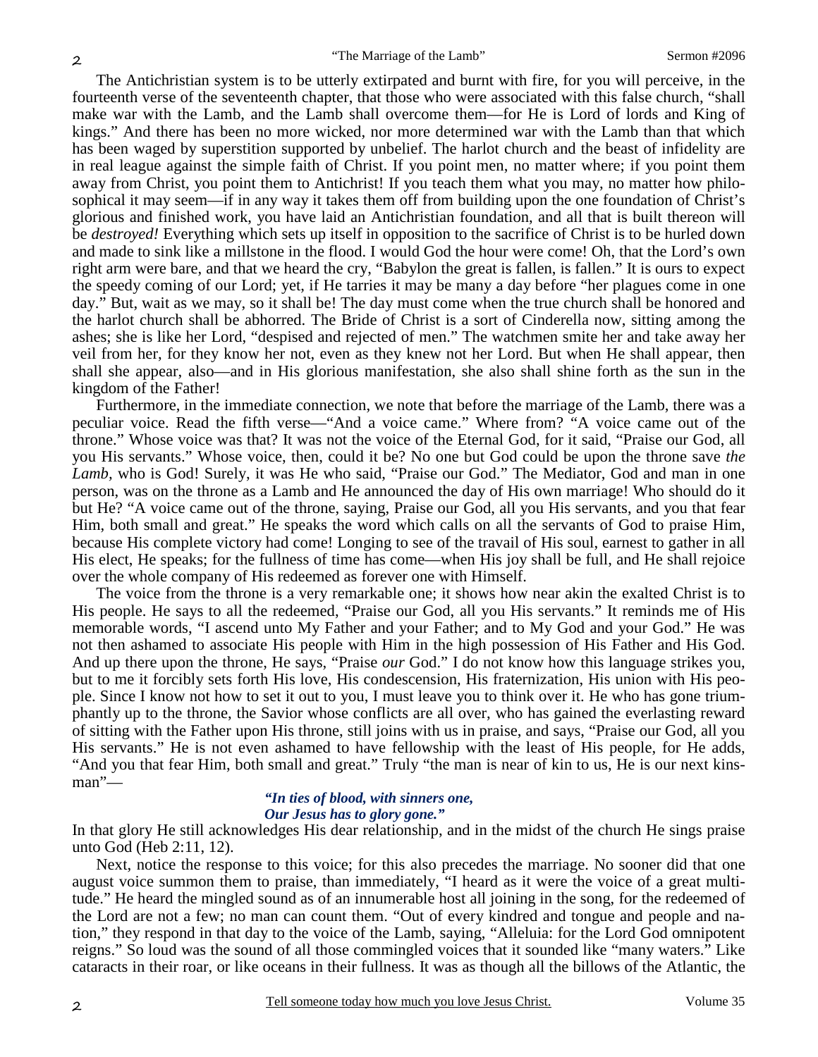The Antichristian system is to be utterly extirpated and burnt with fire, for you will perceive, in the fourteenth verse of the seventeenth chapter, that those who were associated with this false church, "shall make war with the Lamb, and the Lamb shall overcome them—for He is Lord of lords and King of kings." And there has been no more wicked, nor more determined war with the Lamb than that which has been waged by superstition supported by unbelief. The harlot church and the beast of infidelity are in real league against the simple faith of Christ. If you point men, no matter where; if you point them away from Christ, you point them to Antichrist! If you teach them what you may, no matter how philosophical it may seem—if in any way it takes them off from building upon the one foundation of Christ's glorious and finished work, you have laid an Antichristian foundation, and all that is built thereon will be *destroyed!* Everything which sets up itself in opposition to the sacrifice of Christ is to be hurled down and made to sink like a millstone in the flood. I would God the hour were come! Oh, that the Lord's own right arm were bare, and that we heard the cry, "Babylon the great is fallen, is fallen." It is ours to expect the speedy coming of our Lord; yet, if He tarries it may be many a day before "her plagues come in one day." But, wait as we may, so it shall be! The day must come when the true church shall be honored and the harlot church shall be abhorred. The Bride of Christ is a sort of Cinderella now, sitting among the ashes; she is like her Lord, "despised and rejected of men." The watchmen smite her and take away her veil from her, for they know her not, even as they knew not her Lord. But when He shall appear, then shall she appear, also—and in His glorious manifestation, she also shall shine forth as the sun in the kingdom of the Father!

Furthermore, in the immediate connection, we note that before the marriage of the Lamb, there was a peculiar voice. Read the fifth verse—"And a voice came." Where from? "A voice came out of the throne." Whose voice was that? It was not the voice of the Eternal God, for it said, "Praise our God, all you His servants." Whose voice, then, could it be? No one but God could be upon the throne save *the Lamb,* who is God! Surely, it was He who said, "Praise our God." The Mediator, God and man in one person, was on the throne as a Lamb and He announced the day of His own marriage! Who should do it but He? "A voice came out of the throne, saying, Praise our God, all you His servants, and you that fear Him, both small and great." He speaks the word which calls on all the servants of God to praise Him, because His complete victory had come! Longing to see of the travail of His soul, earnest to gather in all His elect, He speaks; for the fullness of time has come—when His joy shall be full, and He shall rejoice over the whole company of His redeemed as forever one with Himself.

The voice from the throne is a very remarkable one; it shows how near akin the exalted Christ is to His people. He says to all the redeemed, "Praise our God, all you His servants." It reminds me of His memorable words, "I ascend unto My Father and your Father; and to My God and your God." He was not then ashamed to associate His people with Him in the high possession of His Father and His God. And up there upon the throne, He says, "Praise *our* God." I do not know how this language strikes you, but to me it forcibly sets forth His love, His condescension, His fraternization, His union with His people. Since I know not how to set it out to you, I must leave you to think over it. He who has gone triumphantly up to the throne, the Savior whose conflicts are all over, who has gained the everlasting reward of sitting with the Father upon His throne, still joins with us in praise, and says, "Praise our God, all you His servants." He is not even ashamed to have fellowship with the least of His people, for He adds, "And you that fear Him, both small and great." Truly "the man is near of kin to us, He is our next kinsman"—

> ***"In ties of blood, with sinners one,***
> ***Our Jesus has to glory gone."***

In that glory He still acknowledges His dear relationship, and in the midst of the church He sings praise unto God (Heb 2:11, 12).

Next, notice the response to this voice; for this also precedes the marriage. No sooner did that one august voice summon them to praise, than immediately, "I heard as it were the voice of a great multitude." He heard the mingled sound as of an innumerable host all joining in the song, for the redeemed of the Lord are not a few; no man can count them. "Out of every kindred and tongue and people and nation," they respond in that day to the voice of the Lamb, saying, "Alleluia: for the Lord God omnipotent reigns." So loud was the sound of all those commingled voices that it sounded like "many waters." Like cataracts in their roar, or like oceans in their fullness. It was as though all the billows of the Atlantic, the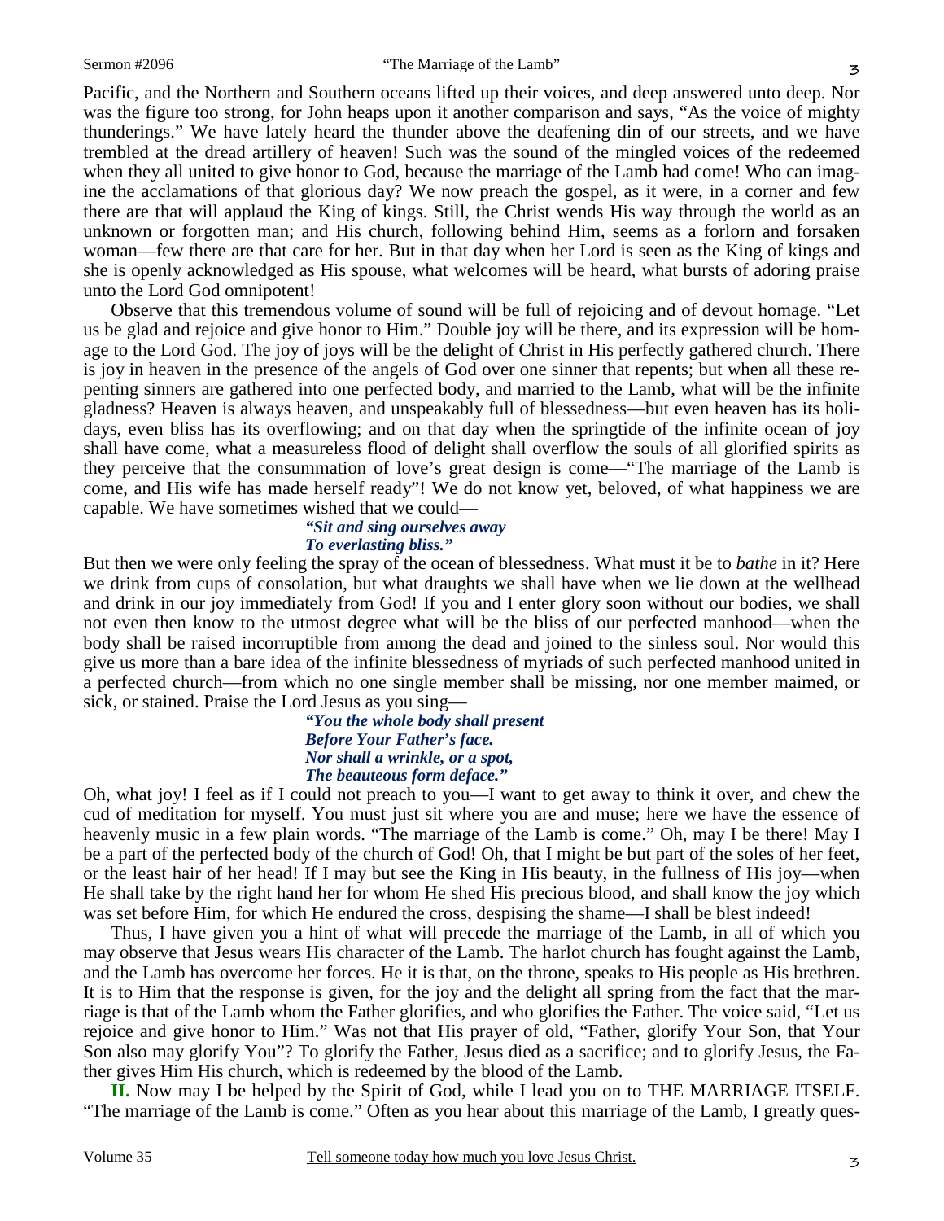Pacific, and the Northern and Southern oceans lifted up their voices, and deep answered unto deep. Nor was the figure too strong, for John heaps upon it another comparison and says, "As the voice of mighty thunderings." We have lately heard the thunder above the deafening din of our streets, and we have trembled at the dread artillery of heaven! Such was the sound of the mingled voices of the redeemed when they all united to give honor to God, because the marriage of the Lamb had come! Who can imagine the acclamations of that glorious day? We now preach the gospel, as it were, in a corner and few there are that will applaud the King of kings. Still, the Christ wends His way through the world as an unknown or forgotten man; and His church, following behind Him, seems as a forlorn and forsaken woman—few there are that care for her. But in that day when her Lord is seen as the King of kings and she is openly acknowledged as His spouse, what welcomes will be heard, what bursts of adoring praise unto the Lord God omnipotent!

Observe that this tremendous volume of sound will be full of rejoicing and of devout homage. "Let us be glad and rejoice and give honor to Him." Double joy will be there, and its expression will be homage to the Lord God. The joy of joys will be the delight of Christ in His perfectly gathered church. There is joy in heaven in the presence of the angels of God over one sinner that repents; but when all these repenting sinners are gathered into one perfected body, and married to the Lamb, what will be the infinite gladness? Heaven is always heaven, and unspeakably full of blessedness—but even heaven has its holidays, even bliss has its overflowing; and on that day when the springtide of the infinite ocean of joy shall have come, what a measureless flood of delight shall overflow the souls of all glorified spirits as they perceive that the consummation of love's great design is come—"The marriage of the Lamb is come, and His wife has made herself ready"! We do not know yet, beloved, of what happiness we are capable. We have sometimes wished that we could—

*"Sit and sing ourselves away*
*To everlasting bliss."*

But then we were only feeling the spray of the ocean of blessedness. What must it be to *bathe* in it? Here we drink from cups of consolation, but what draughts we shall have when we lie down at the wellhead and drink in our joy immediately from God! If you and I enter glory soon without our bodies, we shall not even then know to the utmost degree what will be the bliss of our perfected manhood—when the body shall be raised incorruptible from among the dead and joined to the sinless soul. Nor would this give us more than a bare idea of the infinite blessedness of myriads of such perfected manhood united in a perfected church—from which no one single member shall be missing, nor one member maimed, or sick, or stained. Praise the Lord Jesus as you sing—

*"You the whole body shall present*
*Before Your Father's face.*
*Nor shall a wrinkle, or a spot,*
*The beauteous form deface."*

Oh, what joy! I feel as if I could not preach to you—I want to get away to think it over, and chew the cud of meditation for myself. You must just sit where you are and muse; here we have the essence of heavenly music in a few plain words. "The marriage of the Lamb is come." Oh, may I be there! May I be a part of the perfected body of the church of God! Oh, that I might be but part of the soles of her feet, or the least hair of her head! If I may but see the King in His beauty, in the fullness of His joy—when He shall take by the right hand her for whom He shed His precious blood, and shall know the joy which was set before Him, for which He endured the cross, despising the shame—I shall be blest indeed!

Thus, I have given you a hint of what will precede the marriage of the Lamb, in all of which you may observe that Jesus wears His character of the Lamb. The harlot church has fought against the Lamb, and the Lamb has overcome her forces. He it is that, on the throne, speaks to His people as His brethren. It is to Him that the response is given, for the joy and the delight all spring from the fact that the marriage is that of the Lamb whom the Father glorifies, and who glorifies the Father. The voice said, "Let us rejoice and give honor to Him." Was not that His prayer of old, "Father, glorify Your Son, that Your Son also may glorify You"? To glorify the Father, Jesus died as a sacrifice; and to glorify Jesus, the Father gives Him His church, which is redeemed by the blood of the Lamb.

**II.** Now may I be helped by the Spirit of God, while I lead you on to THE MARRIAGE ITSELF. "The marriage of the Lamb is come." Often as you hear about this marriage of the Lamb, I greatly ques-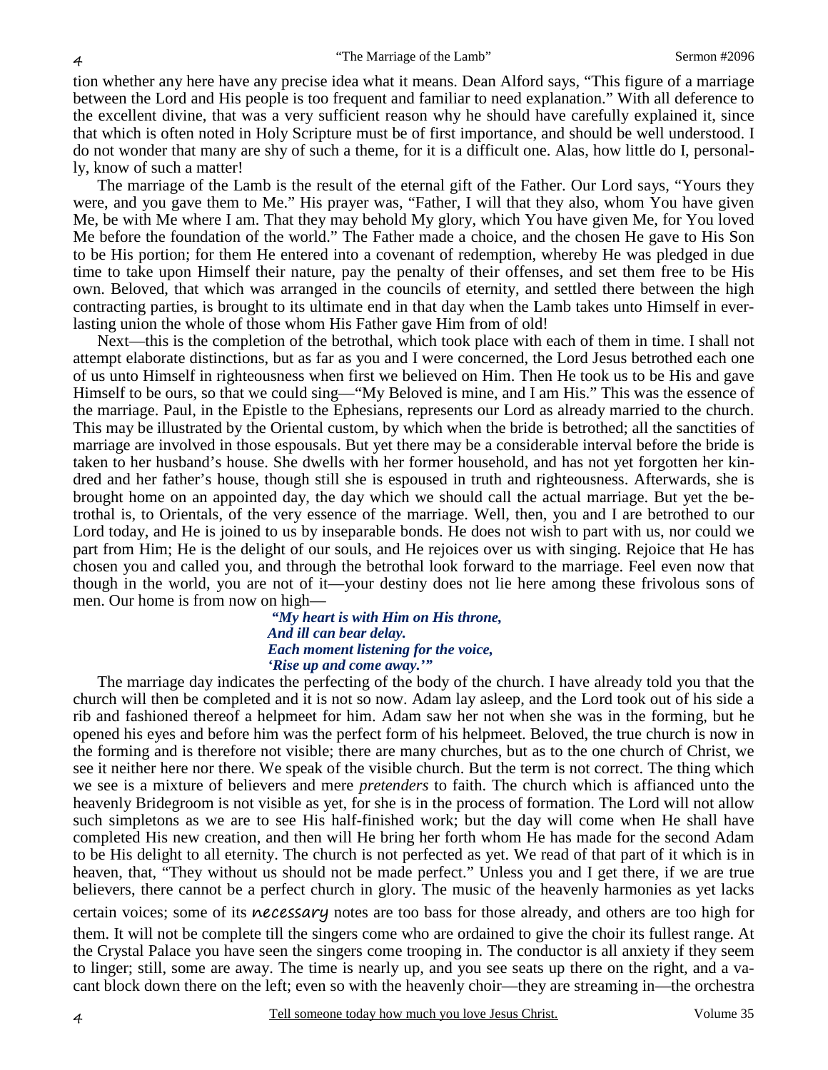tion whether any here have any precise idea what it means. Dean Alford says, "This figure of a marriage between the Lord and His people is too frequent and familiar to need explanation." With all deference to the excellent divine, that was a very sufficient reason why he should have carefully explained it, since that which is often noted in Holy Scripture must be of first importance, and should be well understood. I do not wonder that many are shy of such a theme, for it is a difficult one. Alas, how little do I, personally, know of such a matter!

The marriage of the Lamb is the result of the eternal gift of the Father. Our Lord says, "Yours they were, and you gave them to Me." His prayer was, "Father, I will that they also, whom You have given Me, be with Me where I am. That they may behold My glory, which You have given Me, for You loved Me before the foundation of the world." The Father made a choice, and the chosen He gave to His Son to be His portion; for them He entered into a covenant of redemption, whereby He was pledged in due time to take upon Himself their nature, pay the penalty of their offenses, and set them free to be His own. Beloved, that which was arranged in the councils of eternity, and settled there between the high contracting parties, is brought to its ultimate end in that day when the Lamb takes unto Himself in everlasting union the whole of those whom His Father gave Him from of old!

Next—this is the completion of the betrothal, which took place with each of them in time. I shall not attempt elaborate distinctions, but as far as you and I were concerned, the Lord Jesus betrothed each one of us unto Himself in righteousness when first we believed on Him. Then He took us to be His and gave Himself to be ours, so that we could sing—"My Beloved is mine, and I am His." This was the essence of the marriage. Paul, in the Epistle to the Ephesians, represents our Lord as already married to the church. This may be illustrated by the Oriental custom, by which when the bride is betrothed; all the sanctities of marriage are involved in those espousals. But yet there may be a considerable interval before the bride is taken to her husband's house. She dwells with her former household, and has not yet forgotten her kindred and her father's house, though still she is espoused in truth and righteousness. Afterwards, she is brought home on an appointed day, the day which we should call the actual marriage. But yet the betrothal is, to Orientals, of the very essence of the marriage. Well, then, you and I are betrothed to our Lord today, and He is joined to us by inseparable bonds. He does not wish to part with us, nor could we part from Him; He is the delight of our souls, and He rejoices over us with singing. Rejoice that He has chosen you and called you, and through the betrothal look forward to the marriage. Feel even now that though in the world, you are not of it—your destiny does not lie here among these frivolous sons of men. Our home is from now on high—

> ***"My heart is with Him on His throne,***
> ***And ill can bear delay.***
> ***Each moment listening for the voice,***
> ***'Rise up and come away.'"***

The marriage day indicates the perfecting of the body of the church. I have already told you that the church will then be completed and it is not so now. Adam lay asleep, and the Lord took out of his side a rib and fashioned thereof a helpmeet for him. Adam saw her not when she was in the forming, but he opened his eyes and before him was the perfect form of his helpmeet. Beloved, the true church is now in the forming and is therefore not visible; there are many churches, but as to the one church of Christ, we see it neither here nor there. We speak of the visible church. But the term is not correct. The thing which we see is a mixture of believers and mere *pretenders* to faith. The church which is affianced unto the heavenly Bridegroom is not visible as yet, for she is in the process of formation. The Lord will not allow such simpletons as we are to see His half-finished work; but the day will come when He shall have completed His new creation, and then will He bring her forth whom He has made for the second Adam to be His delight to all eternity. The church is not perfected as yet. We read of that part of it which is in heaven, that, "They without us should not be made perfect." Unless you and I get there, if we are true believers, there cannot be a perfect church in glory. The music of the heavenly harmonies as yet lacks certain voices; some of its necessary notes are too bass for those already, and others are too high for them. It will not be complete till the singers come who are ordained to give the choir its fullest range. At the Crystal Palace you have seen the singers come trooping in. The conductor is all anxiety if they seem to linger; still, some are away. The time is nearly up, and you see seats up there on the right, and a vacant block down there on the left; even so with the heavenly choir—they are streaming in—the orchestra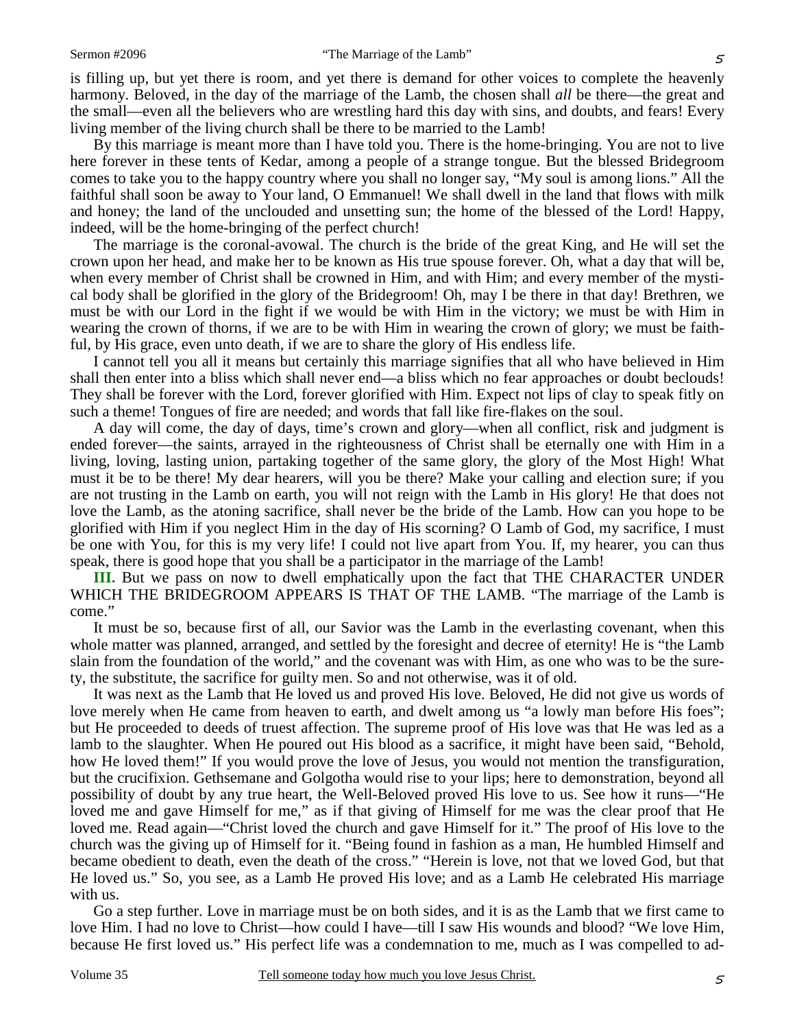is filling up, but yet there is room, and yet there is demand for other voices to complete the heavenly harmony. Beloved, in the day of the marriage of the Lamb, the chosen shall *all* be there—the great and the small—even all the believers who are wrestling hard this day with sins, and doubts, and fears! Every living member of the living church shall be there to be married to the Lamb!

By this marriage is meant more than I have told you. There is the home-bringing. You are not to live here forever in these tents of Kedar, among a people of a strange tongue. But the blessed Bridegroom comes to take you to the happy country where you shall no longer say, "My soul is among lions." All the faithful shall soon be away to Your land, O Emmanuel! We shall dwell in the land that flows with milk and honey; the land of the unclouded and unsetting sun; the home of the blessed of the Lord! Happy, indeed, will be the home-bringing of the perfect church!

The marriage is the coronal-avowal. The church is the bride of the great King, and He will set the crown upon her head, and make her to be known as His true spouse forever. Oh, what a day that will be, when every member of Christ shall be crowned in Him, and with Him; and every member of the mystical body shall be glorified in the glory of the Bridegroom! Oh, may I be there in that day! Brethren, we must be with our Lord in the fight if we would be with Him in the victory; we must be with Him in wearing the crown of thorns, if we are to be with Him in wearing the crown of glory; we must be faithful, by His grace, even unto death, if we are to share the glory of His endless life.

I cannot tell you all it means but certainly this marriage signifies that all who have believed in Him shall then enter into a bliss which shall never end—a bliss which no fear approaches or doubt beclouds! They shall be forever with the Lord, forever glorified with Him. Expect not lips of clay to speak fitly on such a theme! Tongues of fire are needed; and words that fall like fire-flakes on the soul.

A day will come, the day of days, time's crown and glory—when all conflict, risk and judgment is ended forever—the saints, arrayed in the righteousness of Christ shall be eternally one with Him in a living, loving, lasting union, partaking together of the same glory, the glory of the Most High! What must it be to be there! My dear hearers, will you be there? Make your calling and election sure; if you are not trusting in the Lamb on earth, you will not reign with the Lamb in His glory! He that does not love the Lamb, as the atoning sacrifice, shall never be the bride of the Lamb. How can you hope to be glorified with Him if you neglect Him in the day of His scorning? O Lamb of God, my sacrifice, I must be one with You, for this is my very life! I could not live apart from You. If, my hearer, you can thus speak, there is good hope that you shall be a participator in the marriage of the Lamb!

**III.** But we pass on now to dwell emphatically upon the fact that THE CHARACTER UNDER WHICH THE BRIDEGROOM APPEARS IS THAT OF THE LAMB. "The marriage of the Lamb is come."

It must be so, because first of all, our Savior was the Lamb in the everlasting covenant, when this whole matter was planned, arranged, and settled by the foresight and decree of eternity! He is "the Lamb slain from the foundation of the world," and the covenant was with Him, as one who was to be the surety, the substitute, the sacrifice for guilty men. So and not otherwise, was it of old.

It was next as the Lamb that He loved us and proved His love. Beloved, He did not give us words of love merely when He came from heaven to earth, and dwelt among us "a lowly man before His foes"; but He proceeded to deeds of truest affection. The supreme proof of His love was that He was led as a lamb to the slaughter. When He poured out His blood as a sacrifice, it might have been said, "Behold, how He loved them!" If you would prove the love of Jesus, you would not mention the transfiguration, but the crucifixion. Gethsemane and Golgotha would rise to your lips; here to demonstration, beyond all possibility of doubt by any true heart, the Well-Beloved proved His love to us. See how it runs—"He loved me and gave Himself for me," as if that giving of Himself for me was the clear proof that He loved me. Read again—"Christ loved the church and gave Himself for it." The proof of His love to the church was the giving up of Himself for it. "Being found in fashion as a man, He humbled Himself and became obedient to death, even the death of the cross." "Herein is love, not that we loved God, but that He loved us." So, you see, as a Lamb He proved His love; and as a Lamb He celebrated His marriage with us.

Go a step further. Love in marriage must be on both sides, and it is as the Lamb that we first came to love Him. I had no love to Christ—how could I have—till I saw His wounds and blood? "We love Him, because He first loved us." His perfect life was a condemnation to me, much as I was compelled to ad-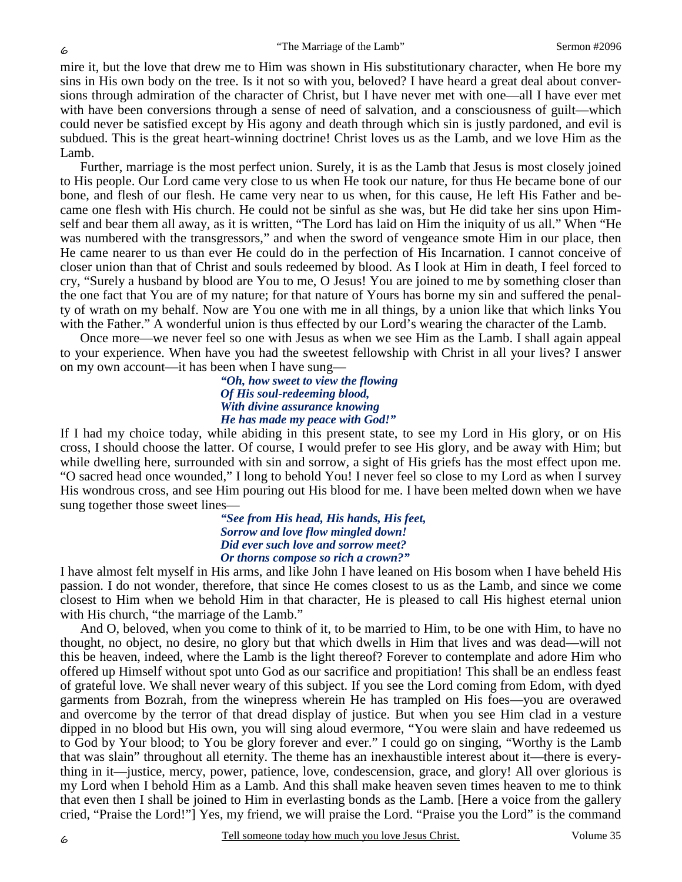mire it, but the love that drew me to Him was shown in His substitutionary character, when He bore my sins in His own body on the tree. Is it not so with you, beloved? I have heard a great deal about conversions through admiration of the character of Christ, but I have never met with one—all I have ever met with have been conversions through a sense of need of salvation, and a consciousness of guilt—which could never be satisfied except by His agony and death through which sin is justly pardoned, and evil is subdued. This is the great heart-winning doctrine! Christ loves us as the Lamb, and we love Him as the Lamb.

Further, marriage is the most perfect union. Surely, it is as the Lamb that Jesus is most closely joined to His people. Our Lord came very close to us when He took our nature, for thus He became bone of our bone, and flesh of our flesh. He came very near to us when, for this cause, He left His Father and became one flesh with His church. He could not be sinful as she was, but He did take her sins upon Himself and bear them all away, as it is written, "The Lord has laid on Him the iniquity of us all." When "He was numbered with the transgressors," and when the sword of vengeance smote Him in our place, then He came nearer to us than ever He could do in the perfection of His Incarnation. I cannot conceive of closer union than that of Christ and souls redeemed by blood. As I look at Him in death, I feel forced to cry, "Surely a husband by blood are You to me, O Jesus! You are joined to me by something closer than the one fact that You are of my nature; for that nature of Yours has borne my sin and suffered the penalty of wrath on my behalf. Now are You one with me in all things, by a union like that which links You with the Father." A wonderful union is thus effected by our Lord's wearing the character of the Lamb.

Once more—we never feel so one with Jesus as when we see Him as the Lamb. I shall again appeal to your experience. When have you had the sweetest fellowship with Christ in all your lives? I answer on my own account—it has been when I have sung—

> ***"Oh, how sweet to view the flowing***
> ***Of His soul-redeeming blood,***
> ***With divine assurance knowing***
> ***He has made my peace with God!"***

If I had my choice today, while abiding in this present state, to see my Lord in His glory, or on His cross, I should choose the latter. Of course, I would prefer to see His glory, and be away with Him; but while dwelling here, surrounded with sin and sorrow, a sight of His griefs has the most effect upon me. "O sacred head once wounded," I long to behold You! I never feel so close to my Lord as when I survey His wondrous cross, and see Him pouring out His blood for me. I have been melted down when we have sung together those sweet lines—

> ***"See from His head, His hands, His feet,***
> ***Sorrow and love flow mingled down!***
> ***Did ever such love and sorrow meet?***
> ***Or thorns compose so rich a crown?"***

I have almost felt myself in His arms, and like John I have leaned on His bosom when I have beheld His passion. I do not wonder, therefore, that since He comes closest to us as the Lamb, and since we come closest to Him when we behold Him in that character, He is pleased to call His highest eternal union with His church, "the marriage of the Lamb."

And O, beloved, when you come to think of it, to be married to Him, to be one with Him, to have no thought, no object, no desire, no glory but that which dwells in Him that lives and was dead—will not this be heaven, indeed, where the Lamb is the light thereof? Forever to contemplate and adore Him who offered up Himself without spot unto God as our sacrifice and propitiation! This shall be an endless feast of grateful love. We shall never weary of this subject. If you see the Lord coming from Edom, with dyed garments from Bozrah, from the winepress wherein He has trampled on His foes—you are overawed and overcome by the terror of that dread display of justice. But when you see Him clad in a vesture dipped in no blood but His own, you will sing aloud evermore, "You were slain and have redeemed us to God by Your blood; to You be glory forever and ever." I could go on singing, "Worthy is the Lamb that was slain" throughout all eternity. The theme has an inexhaustible interest about it—there is everything in it—justice, mercy, power, patience, love, condescension, grace, and glory! All over glorious is my Lord when I behold Him as a Lamb. And this shall make heaven seven times heaven to me to think that even then I shall be joined to Him in everlasting bonds as the Lamb. [Here a voice from the gallery cried, "Praise the Lord!"] Yes, my friend, we will praise the Lord. "Praise you the Lord" is the command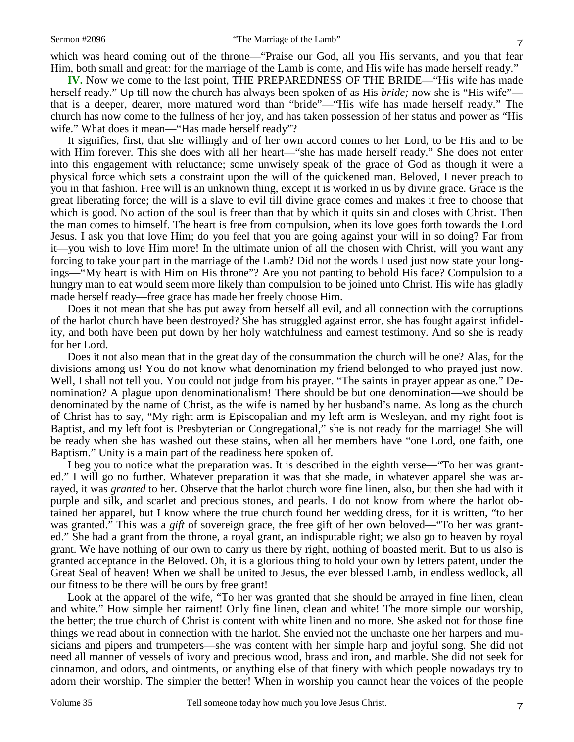which was heard coming out of the throne—"Praise our God, all you His servants, and you that fear Him, both small and great: for the marriage of the Lamb is come, and His wife has made herself ready."

**IV.** Now we come to the last point, THE PREPAREDNESS OF THE BRIDE—"His wife has made herself ready." Up till now the church has always been spoken of as His *bride;* now she is "His wife"—that is a deeper, dearer, more matured word than "bride"—"His wife has made herself ready." The church has now come to the fullness of her joy, and has taken possession of her status and power as "His wife." What does it mean—"Has made herself ready"?

It signifies, first, that she willingly and of her own accord comes to her Lord, to be His and to be with Him forever. This she does with all her heart—"she has made herself ready." She does not enter into this engagement with reluctance; some unwisely speak of the grace of God as though it were a physical force which sets a constraint upon the will of the quickened man. Beloved, I never preach to you in that fashion. Free will is an unknown thing, except it is worked in us by divine grace. Grace is the great liberating force; the will is a slave to evil till divine grace comes and makes it free to choose that which is good. No action of the soul is freer than that by which it quits sin and closes with Christ. Then the man comes to himself. The heart is free from compulsion, when its love goes forth towards the Lord Jesus. I ask you that love Him; do you feel that you are going against your will in so doing? Far from it—you wish to love Him more! In the ultimate union of all the chosen with Christ, will you want any forcing to take your part in the marriage of the Lamb? Did not the words I used just now state your longings—"My heart is with Him on His throne"? Are you not panting to behold His face? Compulsion to a hungry man to eat would seem more likely than compulsion to be joined unto Christ. His wife has gladly made herself ready—free grace has made her freely choose Him.

Does it not mean that she has put away from herself all evil, and all connection with the corruptions of the harlot church have been destroyed? She has struggled against error, she has fought against infidelity, and both have been put down by her holy watchfulness and earnest testimony. And so she is ready for her Lord.

Does it not also mean that in the great day of the consummation the church will be one? Alas, for the divisions among us! You do not know what denomination my friend belonged to who prayed just now. Well, I shall not tell you. You could not judge from his prayer. "The saints in prayer appear as one." Denomination? A plague upon denominationalism! There should be but one denomination—we should be denominated by the name of Christ, as the wife is named by her husband's name. As long as the church of Christ has to say, "My right arm is Episcopalian and my left arm is Wesleyan, and my right foot is Baptist, and my left foot is Presbyterian or Congregational," she is not ready for the marriage! She will be ready when she has washed out these stains, when all her members have "one Lord, one faith, one Baptism." Unity is a main part of the readiness here spoken of.

I beg you to notice what the preparation was. It is described in the eighth verse—"To her was granted." I will go no further. Whatever preparation it was that she made, in whatever apparel she was arrayed, it was *granted* to her. Observe that the harlot church wore fine linen, also, but then she had with it purple and silk, and scarlet and precious stones, and pearls. I do not know from where the harlot obtained her apparel, but I know where the true church found her wedding dress, for it is written, "to her was granted." This was a *gift* of sovereign grace, the free gift of her own beloved—"To her was granted." She had a grant from the throne, a royal grant, an indisputable right; we also go to heaven by royal grant. We have nothing of our own to carry us there by right, nothing of boasted merit. But to us also is granted acceptance in the Beloved. Oh, it is a glorious thing to hold your own by letters patent, under the Great Seal of heaven! When we shall be united to Jesus, the ever blessed Lamb, in endless wedlock, all our fitness to be there will be ours by free grant!

Look at the apparel of the wife, "To her was granted that she should be arrayed in fine linen, clean and white." How simple her raiment! Only fine linen, clean and white! The more simple our worship, the better; the true church of Christ is content with white linen and no more. She asked not for those fine things we read about in connection with the harlot. She envied not the unchaste one her harpers and musicians and pipers and trumpeters—she was content with her simple harp and joyful song. She did not need all manner of vessels of ivory and precious wood, brass and iron, and marble. She did not seek for cinnamon, and odors, and ointments, or anything else of that finery with which people nowadays try to adorn their worship. The simpler the better! When in worship you cannot hear the voices of the people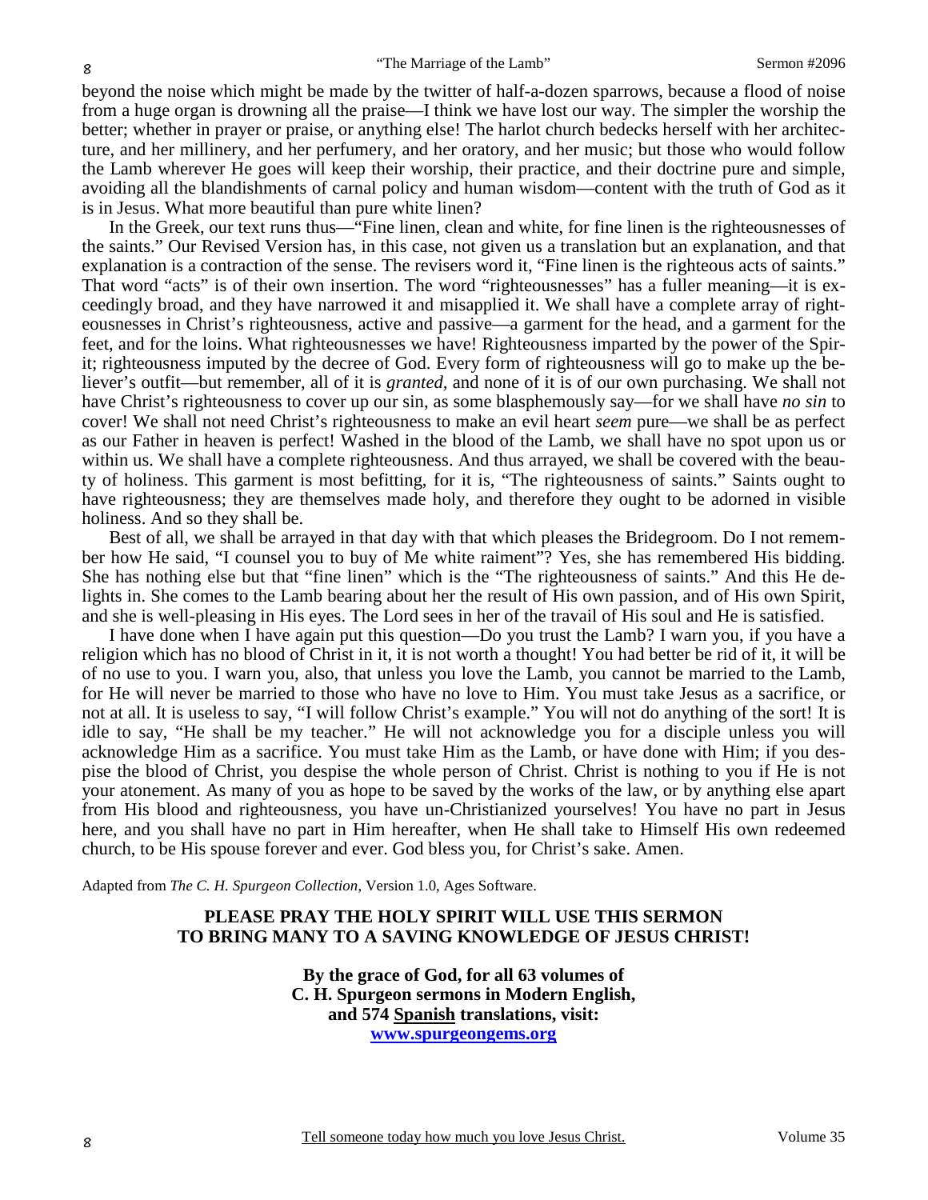beyond the noise which might be made by the twitter of half-a-dozen sparrows, because a flood of noise from a huge organ is drowning all the praise—I think we have lost our way. The simpler the worship the better; whether in prayer or praise, or anything else! The harlot church bedecks herself with her architecture, and her millinery, and her perfumery, and her oratory, and her music; but those who would follow the Lamb wherever He goes will keep their worship, their practice, and their doctrine pure and simple, avoiding all the blandishments of carnal policy and human wisdom—content with the truth of God as it is in Jesus. What more beautiful than pure white linen?

In the Greek, our text runs thus—"Fine linen, clean and white, for fine linen is the righteousnesses of the saints." Our Revised Version has, in this case, not given us a translation but an explanation, and that explanation is a contraction of the sense. The revisers word it, "Fine linen is the righteous acts of saints." That word "acts" is of their own insertion. The word "righteousnesses" has a fuller meaning—it is exceedingly broad, and they have narrowed it and misapplied it. We shall have a complete array of righteousnesses in Christ's righteousness, active and passive—a garment for the head, and a garment for the feet, and for the loins. What righteousnesses we have! Righteousness imparted by the power of the Spirit; righteousness imputed by the decree of God. Every form of righteousness will go to make up the believer's outfit—but remember, all of it is *granted,* and none of it is of our own purchasing. We shall not have Christ's righteousness to cover up our sin, as some blasphemously say—for we shall have *no sin* to cover! We shall not need Christ's righteousness to make an evil heart *seem* pure—we shall be as perfect as our Father in heaven is perfect! Washed in the blood of the Lamb, we shall have no spot upon us or within us. We shall have a complete righteousness. And thus arrayed, we shall be covered with the beauty of holiness. This garment is most befitting, for it is, "The righteousness of saints." Saints ought to have righteousness; they are themselves made holy, and therefore they ought to be adorned in visible holiness. And so they shall be.

Best of all, we shall be arrayed in that day with that which pleases the Bridegroom. Do I not remember how He said, "I counsel you to buy of Me white raiment"? Yes, she has remembered His bidding. She has nothing else but that "fine linen" which is the "The righteousness of saints." And this He delights in. She comes to the Lamb bearing about her the result of His own passion, and of His own Spirit, and she is well-pleasing in His eyes. The Lord sees in her of the travail of His soul and He is satisfied.

I have done when I have again put this question—Do you trust the Lamb? I warn you, if you have a religion which has no blood of Christ in it, it is not worth a thought! You had better be rid of it, it will be of no use to you. I warn you, also, that unless you love the Lamb, you cannot be married to the Lamb, for He will never be married to those who have no love to Him. You must take Jesus as a sacrifice, or not at all. It is useless to say, "I will follow Christ's example." You will not do anything of the sort! It is idle to say, "He shall be my teacher." He will not acknowledge you for a disciple unless you will acknowledge Him as a sacrifice. You must take Him as the Lamb, or have done with Him; if you despise the blood of Christ, you despise the whole person of Christ. Christ is nothing to you if He is not your atonement. As many of you as hope to be saved by the works of the law, or by anything else apart from His blood and righteousness, you have un-Christianized yourselves! You have no part in Jesus here, and you shall have no part in Him hereafter, when He shall take to Himself His own redeemed church, to be His spouse forever and ever. God bless you, for Christ's sake. Amen.

Adapted from *The C. H. Spurgeon Collection,* Version 1.0, Ages Software.

**PLEASE PRAY THE HOLY SPIRIT WILL USE THIS SERMON TO BRING MANY TO A SAVING KNOWLEDGE OF JESUS CHRIST!**

**By the grace of God, for all 63 volumes of C. H. Spurgeon sermons in Modern English, and 574 Spanish translations, visit: www.spurgeongems.org**

Tell someone today how much you love Jesus Christ.